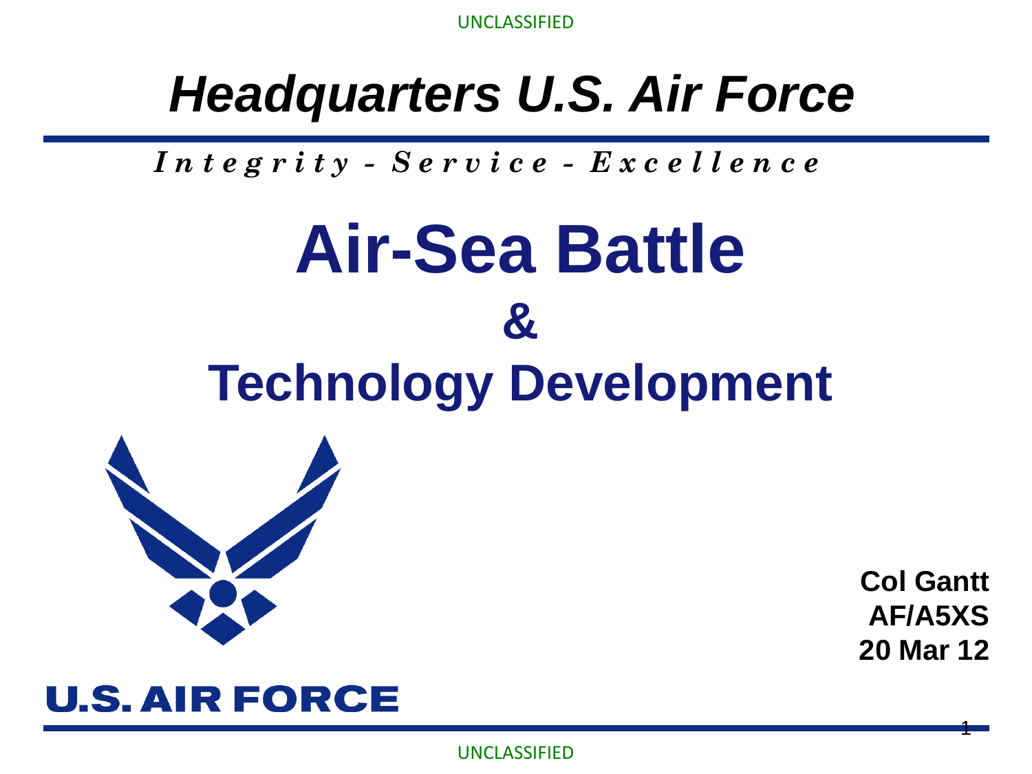UNCLASSIFIED

# *Headquarters U.S. Air Force*

***Integrity - Service - Excellence***

# Air-Sea Battle
## &
## Technology Development

**Col Gantt**
**AF/A5XS**
**20 Mar 12**

**U.S. AIR FORCE**

UNCLASSIFIED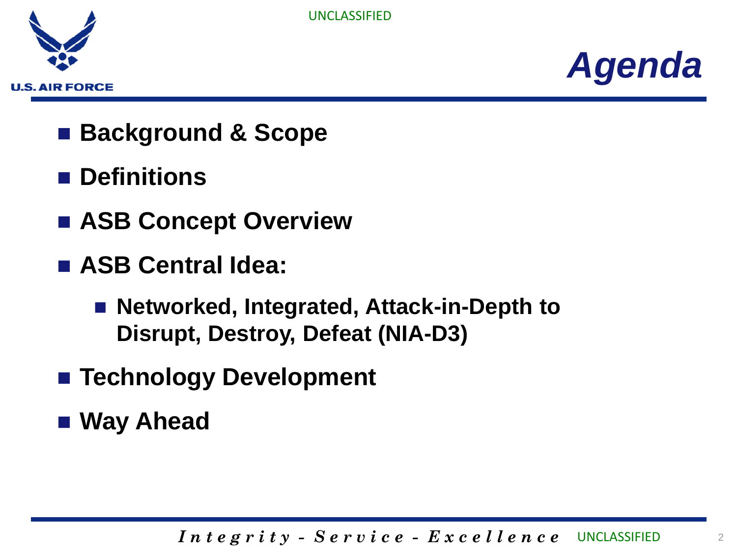# Agenda

- **Background & Scope**
- **Definitions**
- **ASB Concept Overview**
- **ASB Central Idea:**
  - **Networked, Integrated, Attack-in-Depth to Disrupt, Destroy, Defeat (NIA-D3)**
- **Technology Development**
- **Way Ahead**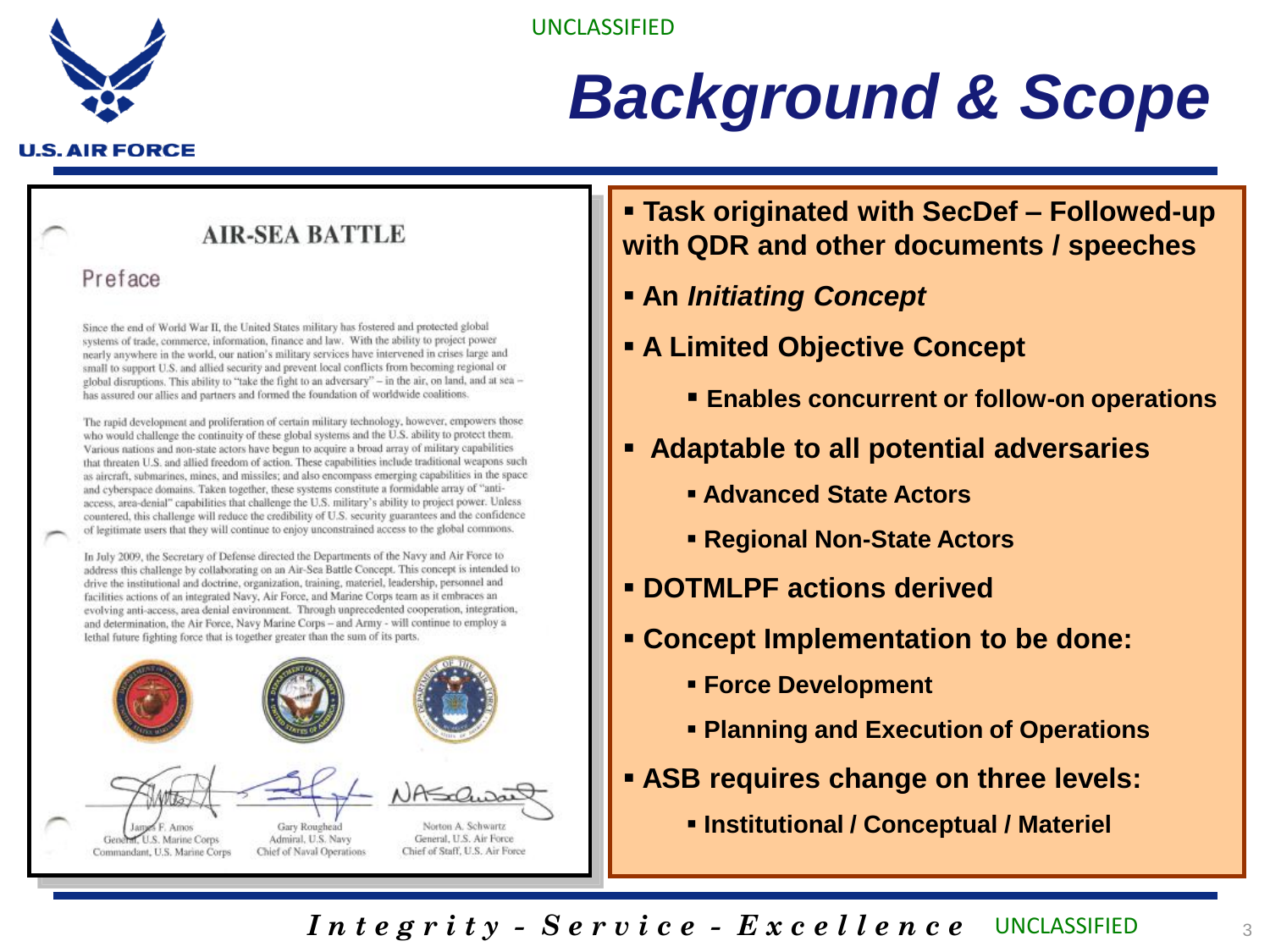# Background & Scope

## AIR-SEA BATTLE

### Preface

Since the end of World War II, the United States military has fostered and protected global systems of trade, commerce, information, finance and law. With the ability to project power nearly anywhere in the world, our nation's military services have intervened in crises large and small to support U.S. and allied security and prevent local conflicts from becoming regional or global disruptions. This ability to "take the fight to an adversary" – in the air, on land, and at sea – has assured our allies and partners and formed the foundation of worldwide coalitions.

The rapid development and proliferation of certain military technology, however, empowers those who would challenge the continuity of these global systems and the U.S. ability to protect them. Various nations and non-state actors have begun to acquire a broad array of military capabilities that threaten U.S. and allied freedom of action. These capabilities include traditional weapons such as aircraft, submarines, mines, and missiles; and also encompass emerging capabilities in the space and cyberspace domains. Taken together, these systems constitute a formidable array of "anti-access, area-denial" capabilities that challenge the U.S. military's ability to project power. Unless countered, this challenge will reduce the credibility of U.S. security guarantees and the confidence of legitimate users that they will continue to enjoy unconstrained access to the global commons.

In July 2009, the Secretary of Defense directed the Departments of the Navy and Air Force to address this challenge by collaborating on an Air-Sea Battle Concept. This concept is intended to drive the institutional and doctrine, organization, training, materiel, leadership, personnel and facilities actions of an integrated Navy, Air Force, and Marine Corps team as it embraces an evolving anti-access, area denial environment. Through unprecedented cooperation, integration, and determination, the Air Force, Navy Marine Corps – and Army - will continue to employ a lethal future fighting force that is together greater than the sum of its parts.

| | | |
|---|---|---|
| James F. Amos<br>General, U.S. Marine Corps<br>Commandant, U.S. Marine Corps | Gary Roughead<br>Admiral, U.S. Navy<br>Chief of Naval Operations | Norton A. Schwartz<br>General, U.S. Air Force<br>Chief of Staff, U.S. Air Force |

- **Task originated with SecDef – Followed-up with QDR and other documents / speeches**
- **An *Initiating Concept***
- **A Limited Objective Concept**
  - **Enables concurrent or follow-on operations**
- **Adaptable to all potential adversaries**
  - **Advanced State Actors**
  - **Regional Non-State Actors**
- **DOTMLPF actions derived**
- **Concept Implementation to be done:**
  - **Force Development**
  - **Planning and Execution of Operations**
- **ASB requires change on three levels:**
  - **Institutional / Conceptual / Materiel**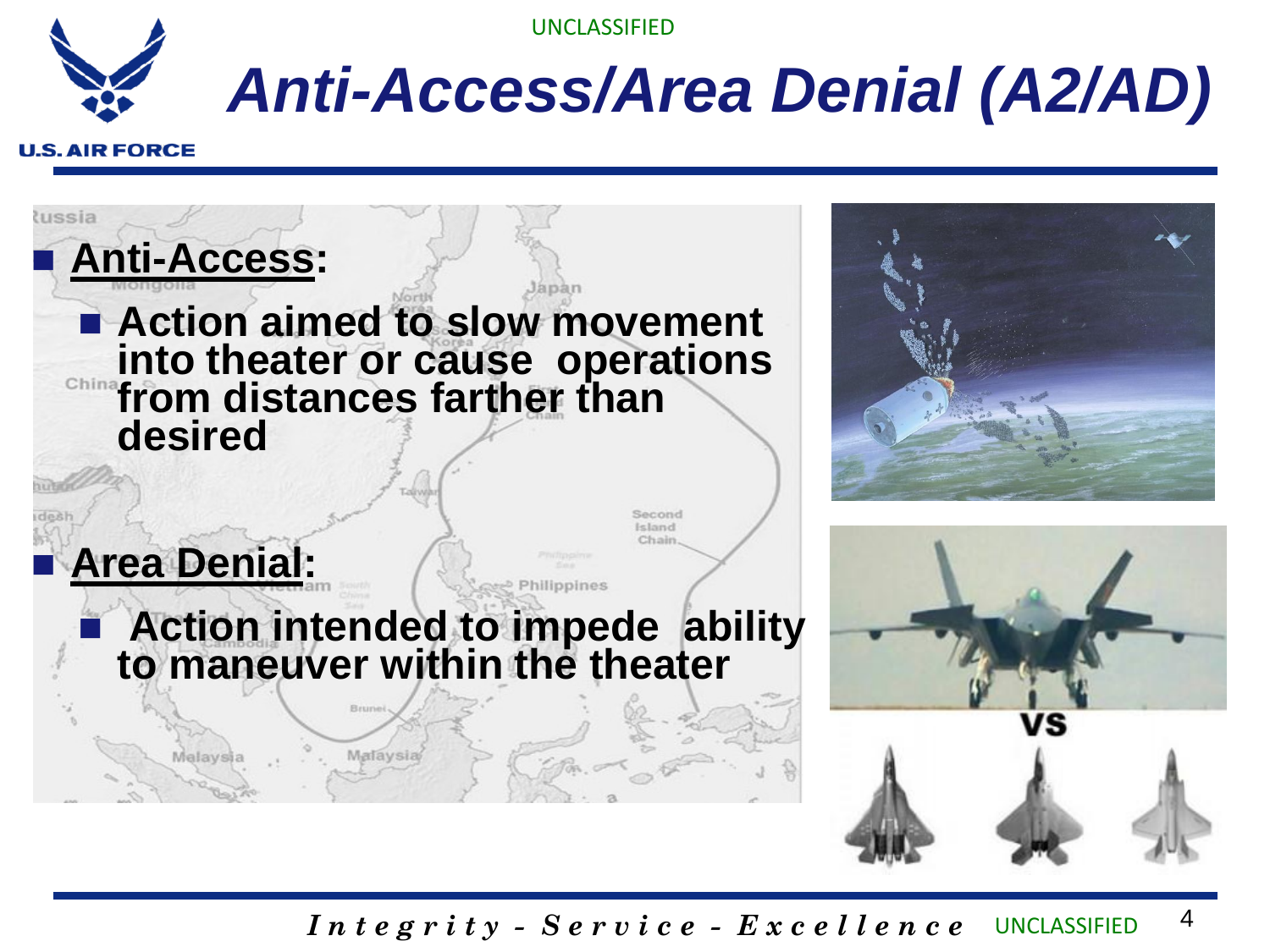# Anti-Access/Area Denial (A2/AD)

- **Anti-Access:**
  - **Action aimed to slow movement into theater or cause operations from distances farther than desired**

- **Area Denial:**
  - **Action intended to impede ability to maneuver within the theater**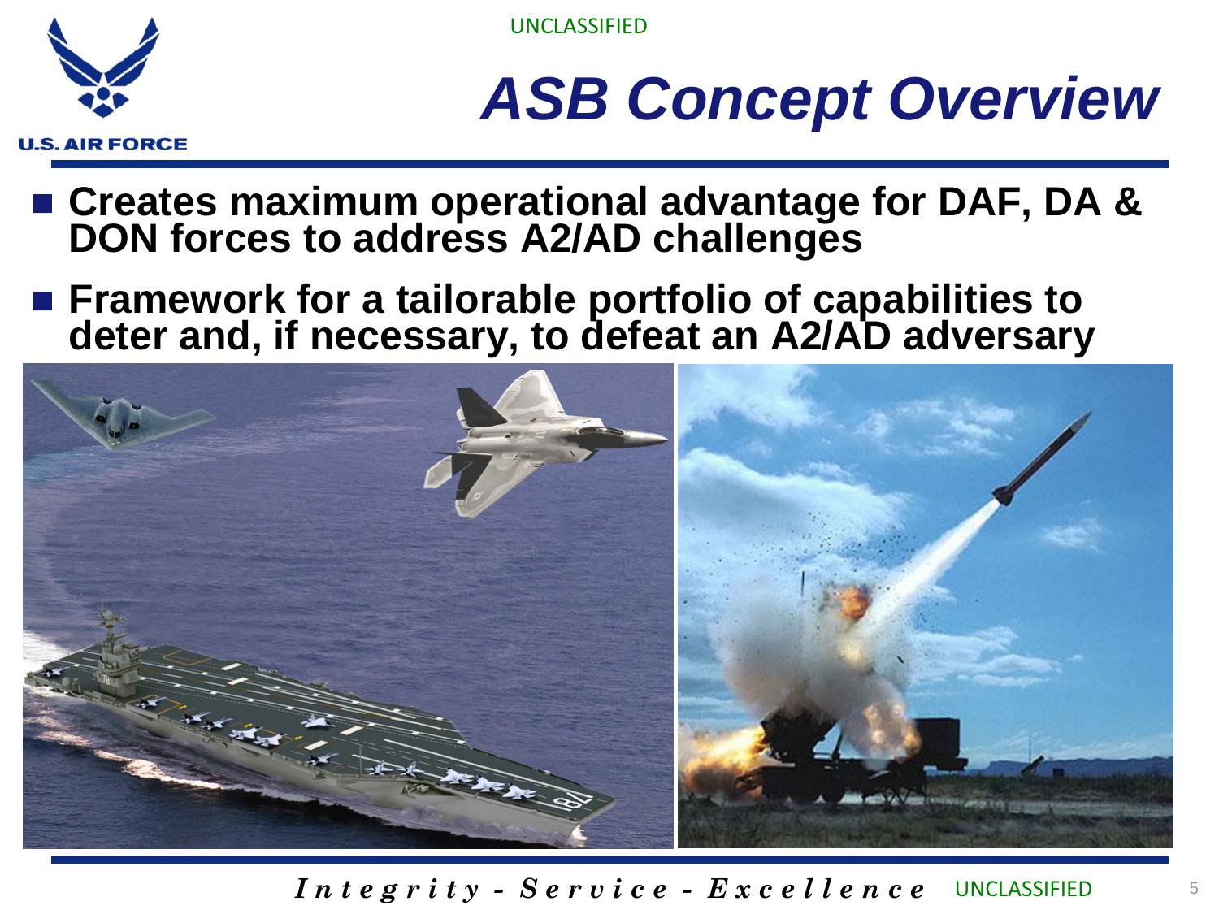# ASB Concept Overview

- **Creates maximum operational advantage for DAF, DA & DON forces to address A2/AD challenges**
- **Framework for a tailorable portfolio of capabilities to deter and, if necessary, to defeat an A2/AD adversary**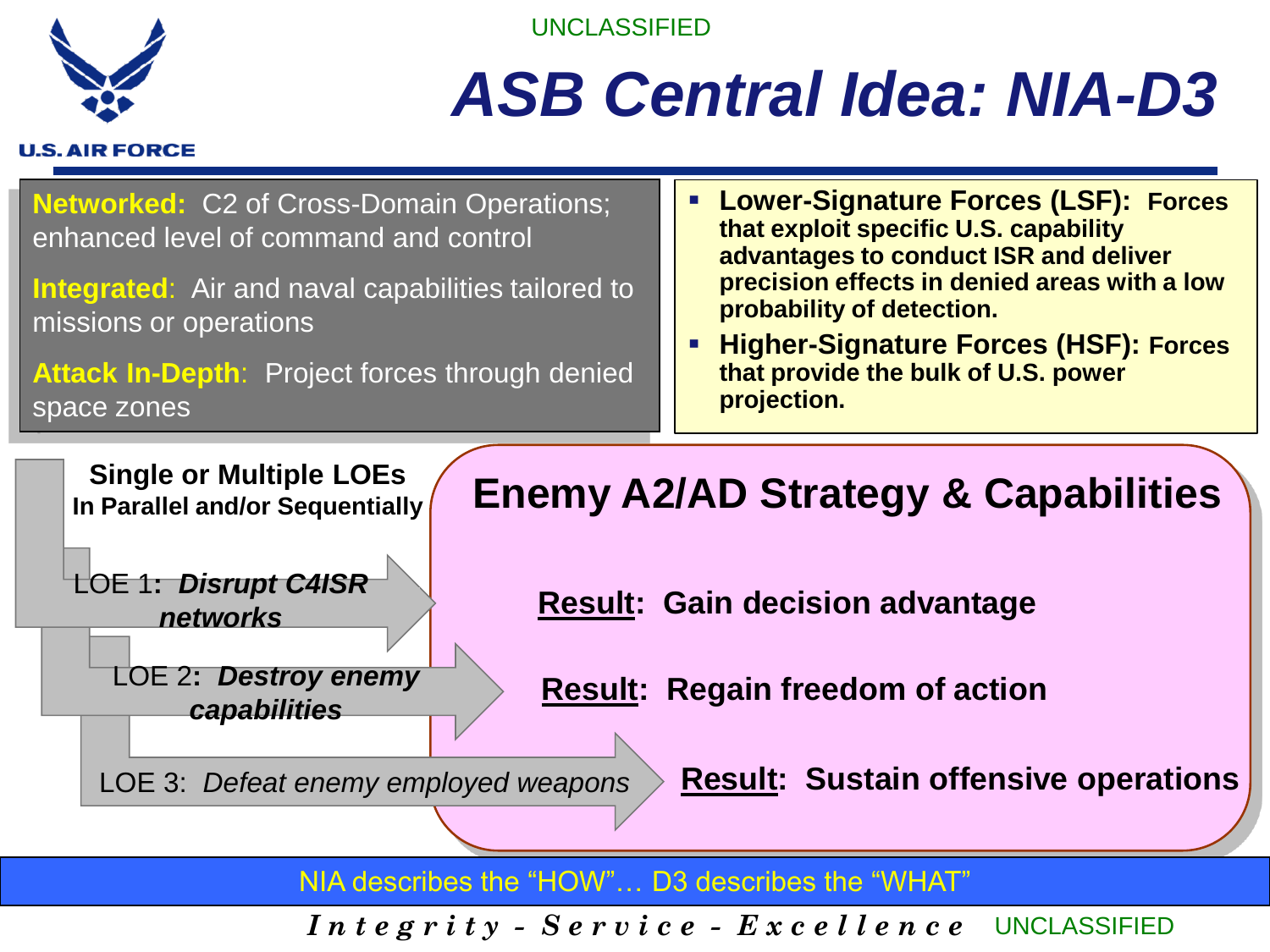UNCLASSIFIED

# ASB Central Idea: NIA-D3

**Networked:** C2 of Cross-Domain Operations; enhanced level of command and control

**Integrated**: Air and naval capabilities tailored to missions or operations

**Attack In-Depth**: Project forces through denied space zones

- **Lower-Signature Forces (LSF): Forces that exploit specific U.S. capability advantages to conduct ISR and deliver precision effects in denied areas with a low probability of detection.**
- **Higher-Signature Forces (HSF): Forces that provide the bulk of U.S. power projection.**

**Single or Multiple LOEs**
**In Parallel and/or Sequentially**

## Enemy A2/AD Strategy & Capabilities

- LOE 1: ***Disrupt C4ISR networks*** → **Result: Gain decision advantage**
- LOE 2: ***Destroy enemy capabilities*** → **Result: Regain freedom of action**
- LOE 3: *Defeat enemy employed weapons* → **Result: Sustain offensive operations**

NIA describes the "HOW"… D3 describes the "WHAT"

***Integrity - Service - Excellence*** UNCLASSIFIED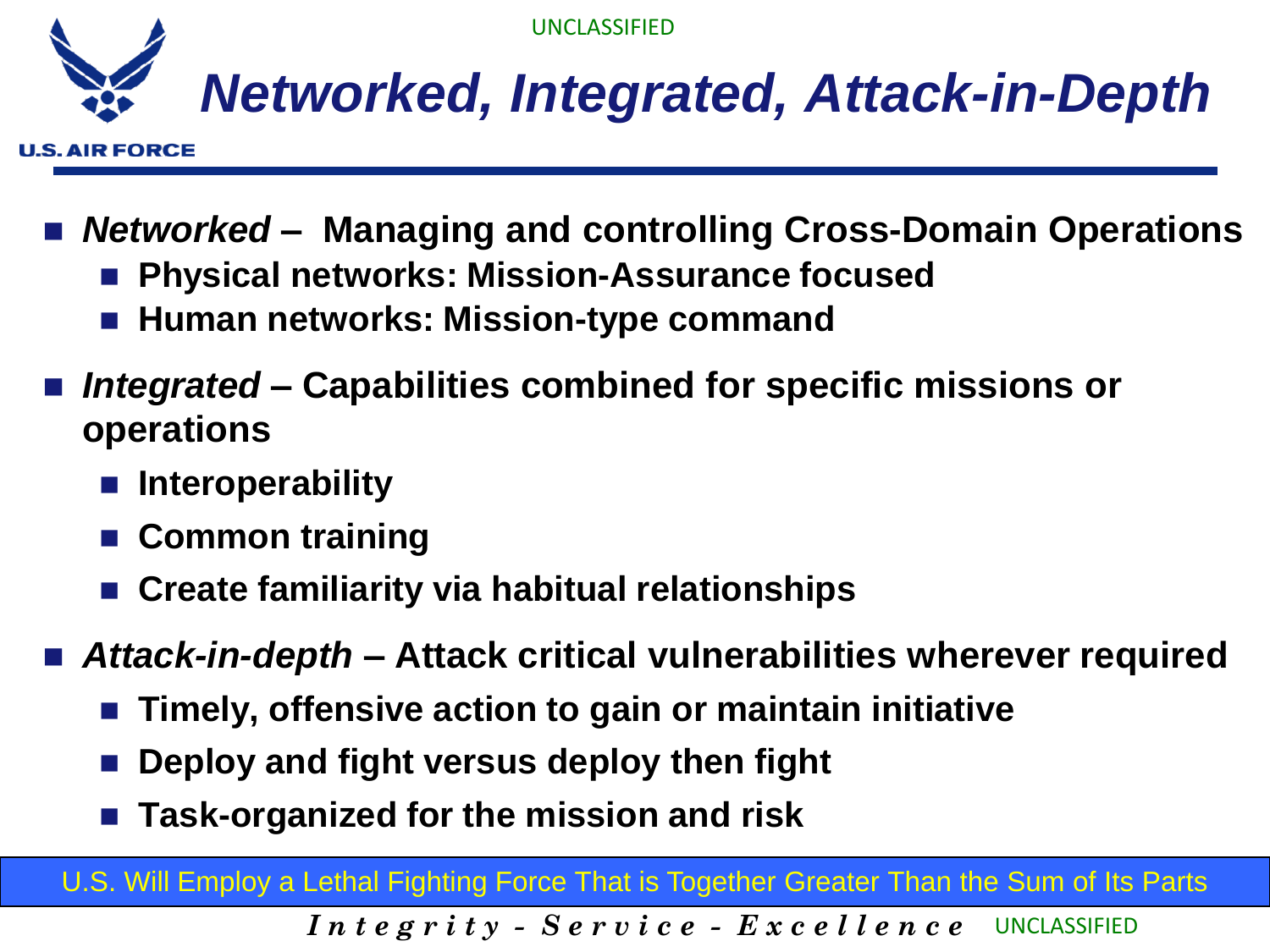# *Networked, Integrated, Attack-in-Depth*

- ***Networked*** **– Managing and controlling Cross-Domain Operations**
  - **Physical networks: Mission-Assurance focused**
  - **Human networks: Mission-type command**
- ***Integrated*** **– Capabilities combined for specific missions or operations**
  - **Interoperability**
  - **Common training**
  - **Create familiarity via habitual relationships**
- ***Attack-in-depth*** **– Attack critical vulnerabilities wherever required**
  - **Timely, offensive action to gain or maintain initiative**
  - **Deploy and fight versus deploy then fight**
  - **Task-organized for the mission and risk**

U.S. Will Employ a Lethal Fighting Force That is Together Greater Than the Sum of Its Parts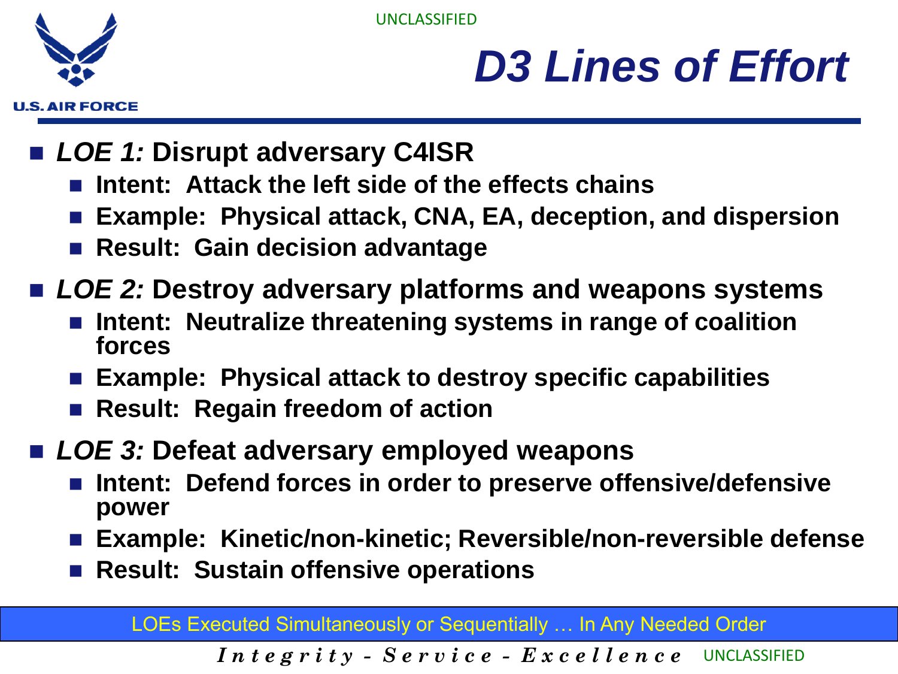# *D3 Lines of Effort*

- ***LOE 1:* Disrupt adversary C4ISR**
  - **Intent: Attack the left side of the effects chains**
  - **Example: Physical attack, CNA, EA, deception, and dispersion**
  - **Result: Gain decision advantage**
- ***LOE 2:* Destroy adversary platforms and weapons systems**
  - **Intent: Neutralize threatening systems in range of coalition forces**
  - **Example: Physical attack to destroy specific capabilities**
  - **Result: Regain freedom of action**
- ***LOE 3:* Defeat adversary employed weapons**
  - **Intent: Defend forces in order to preserve offensive/defensive power**
  - **Example: Kinetic/non-kinetic; Reversible/non-reversible defense**
  - **Result: Sustain offensive operations**

LOEs Executed Simultaneously or Sequentially … In Any Needed Order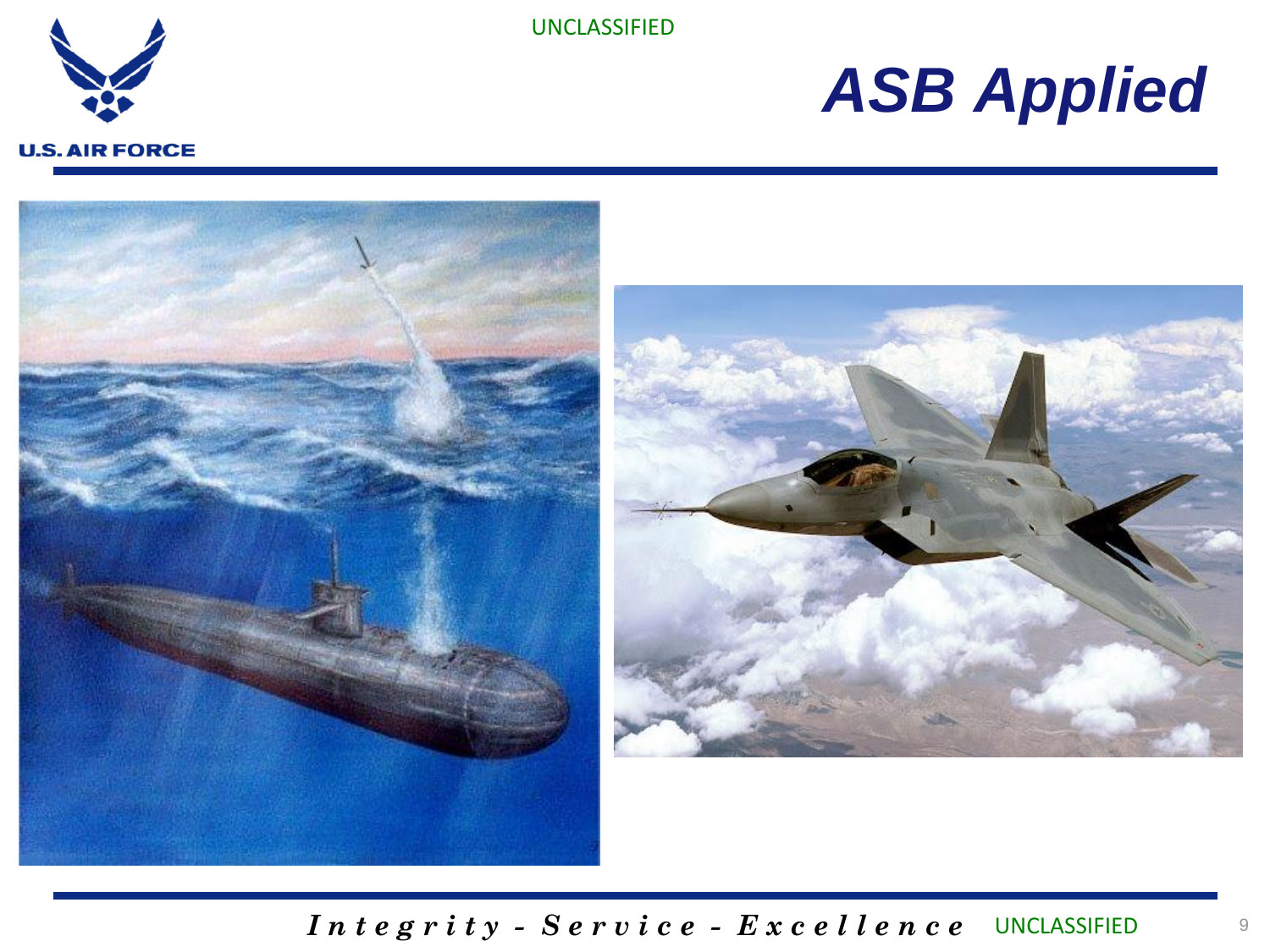# ASB Applied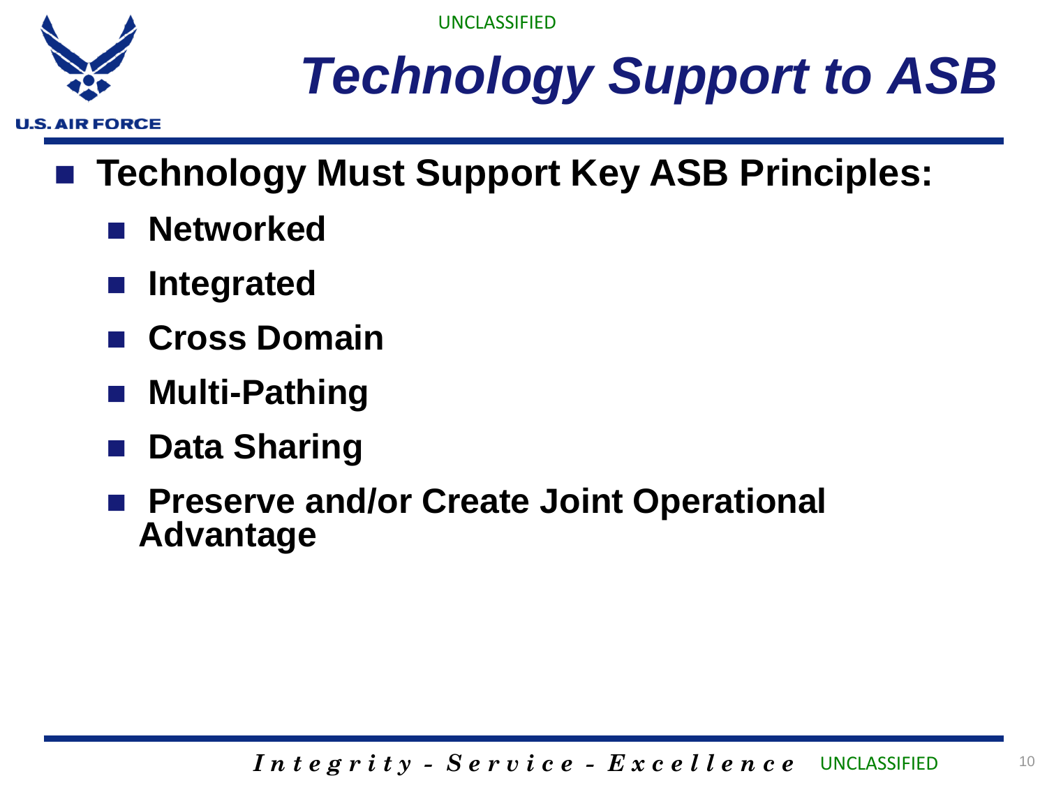# *Technology Support to ASB*

- **Technology Must Support Key ASB Principles:**
  - **Networked**
  - **Integrated**
  - **Cross Domain**
  - **Multi-Pathing**
  - **Data Sharing**
  - **Preserve and/or Create Joint Operational Advantage**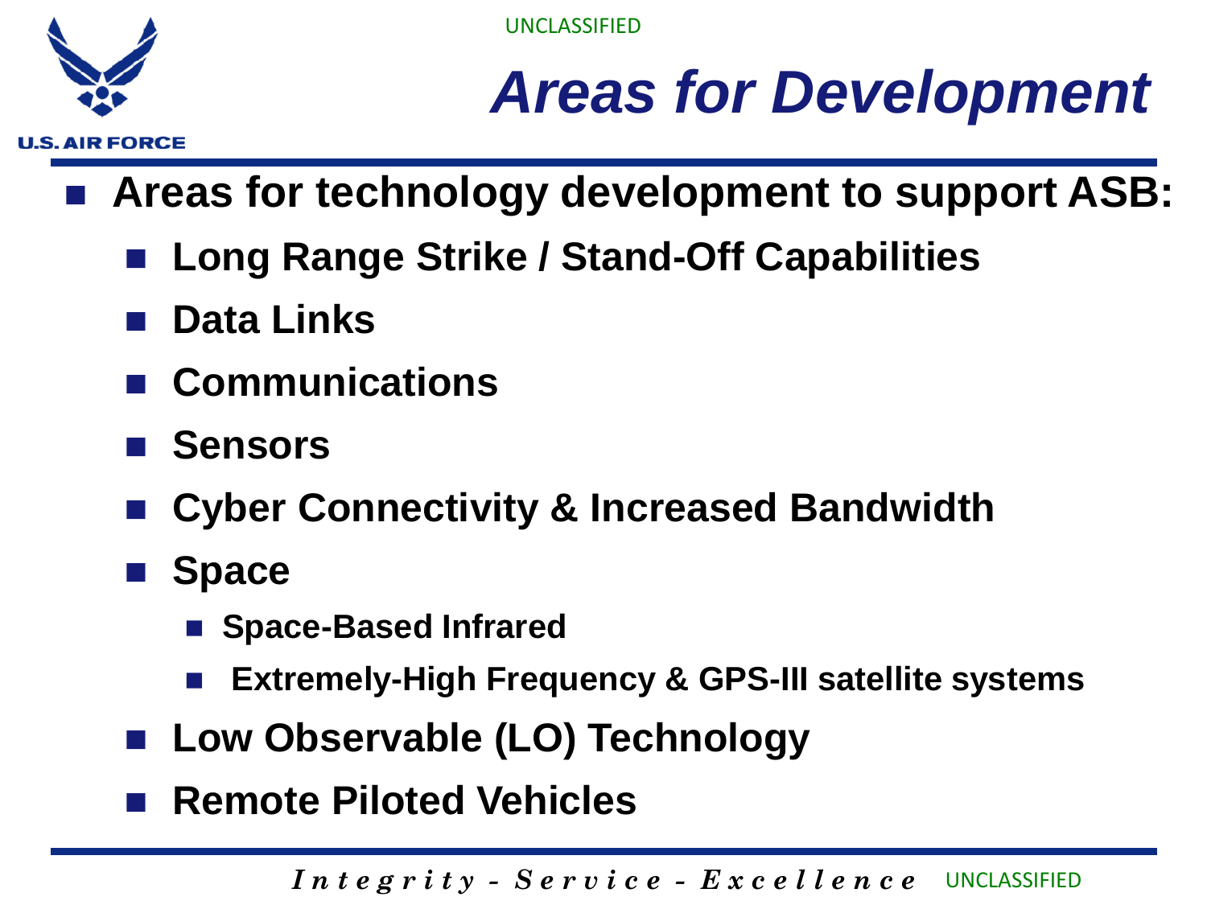# Areas for Development

- **Areas for technology development to support ASB:**
  - **Long Range Strike / Stand-Off Capabilities**
  - **Data Links**
  - **Communications**
  - **Sensors**
  - **Cyber Connectivity & Increased Bandwidth**
  - **Space**
    - **Space-Based Infrared**
    - **Extremely-High Frequency & GPS-III satellite systems**
  - **Low Observable (LO) Technology**
  - **Remote Piloted Vehicles**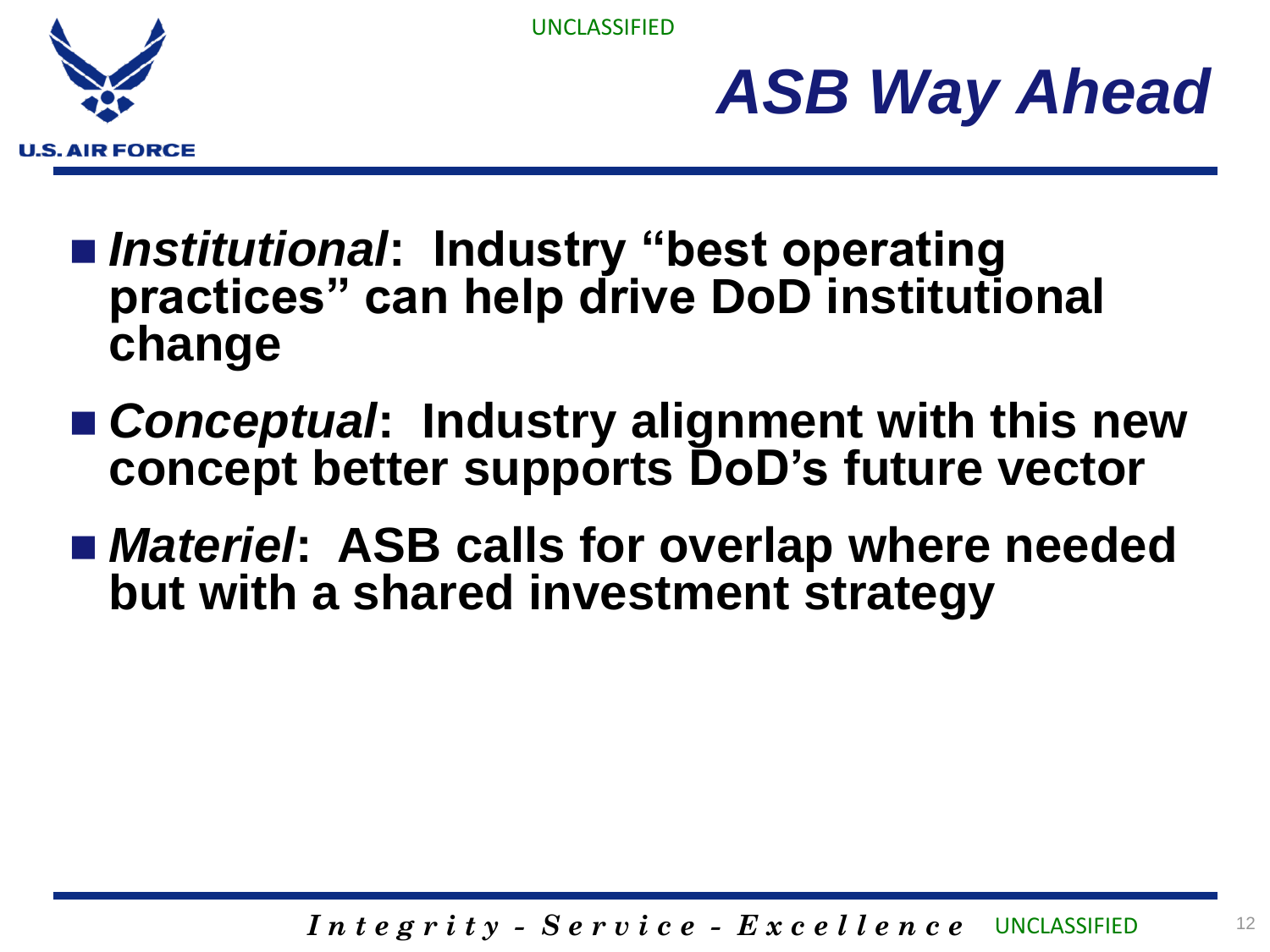# ASB Way Ahead

- ***Institutional*: Industry "best operating practices" can help drive DoD institutional change**
- ***Conceptual*: Industry alignment with this new concept better supports DoD's future vector**
- ***Materiel*: ASB calls for overlap where needed but with a shared investment strategy**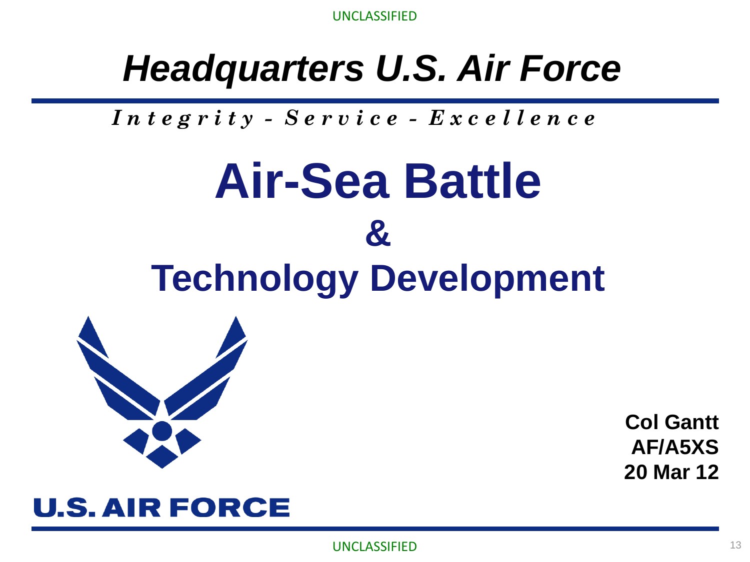UNCLASSIFIED

# *Headquarters U.S. Air Force*

***Integrity - Service - Excellence***

# Air-Sea Battle
# &
# Technology Development

**Col Gantt**
**AF/A5XS**
**20 Mar 12**

U.S. AIR FORCE

UNCLASSIFIED